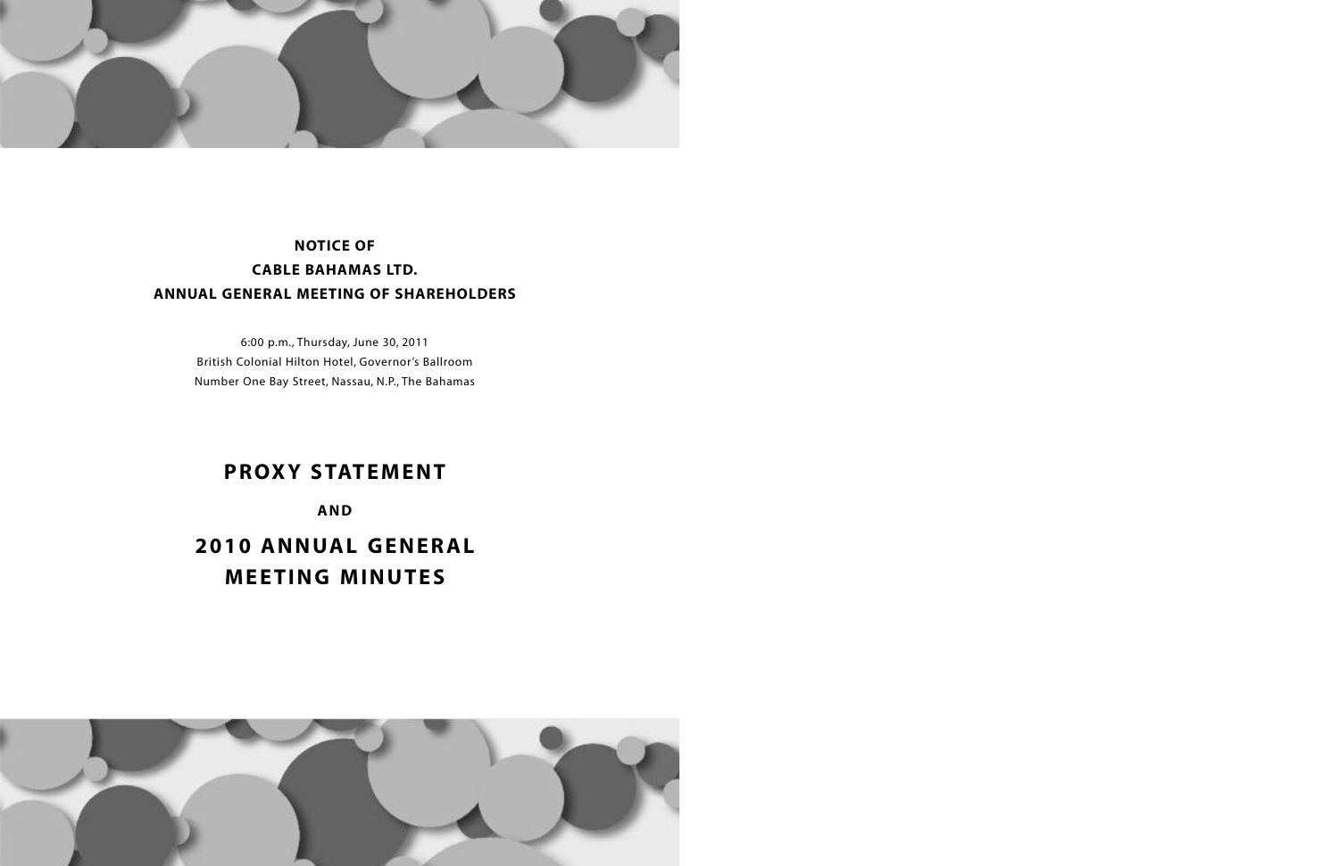**NOTICE OF**

**CABLE BAHAMAS LTD.**

**ANNUAL GENERAL MEETING OF SHAREHOLDERS**

6:00 p.m., Thursday, June 30, 2011

British Colonial Hilton Hotel, Governor's Ballroom

Number One Bay Street, Nassau, N.P., The Bahamas

# PROXY STATEMENT

**AND**

# 2010 ANNUAL GENERAL MEETING MINUTES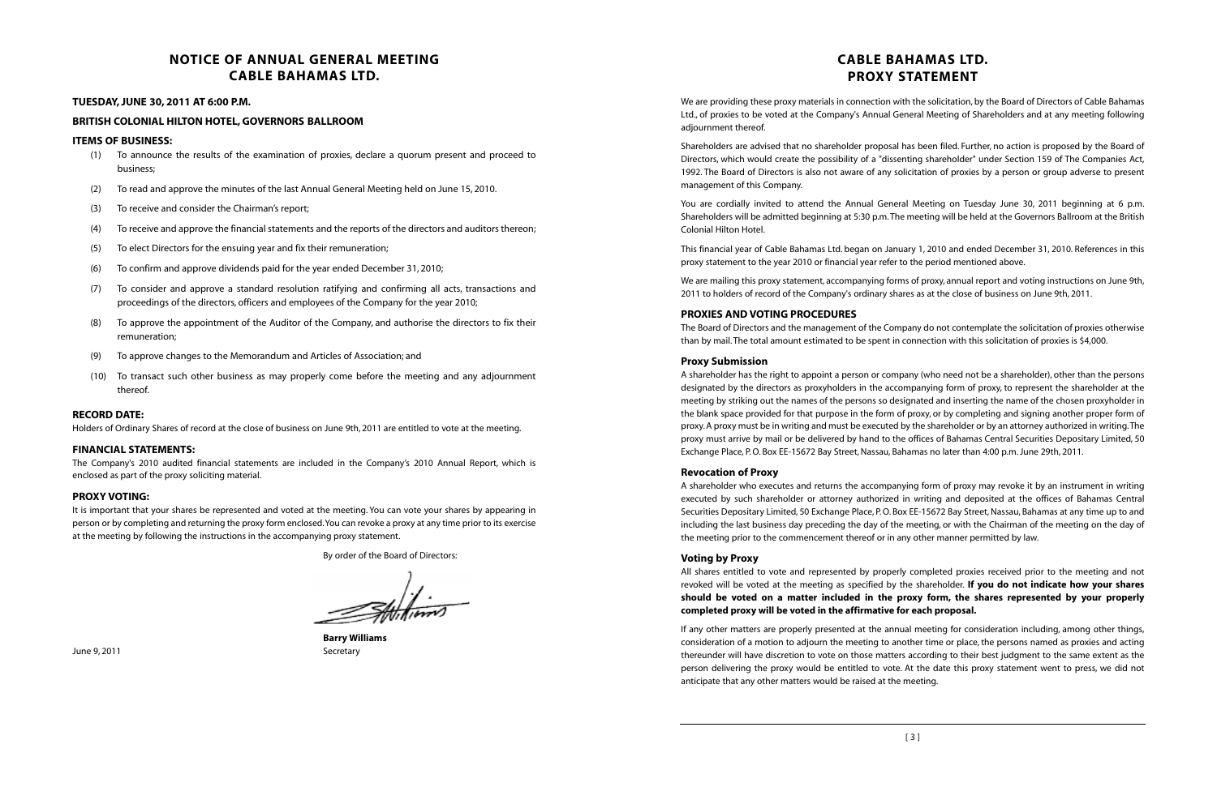# NOTICE OF ANNUAL GENERAL MEETING
# CABLE BAHAMAS LTD.

**TUESDAY, JUNE 30, 2011 AT 6:00 P.M.**

**BRITISH COLONIAL HILTON HOTEL, GOVERNORS BALLROOM**

### ITEMS OF BUSINESS:

(1) To announce the results of the examination of proxies, declare a quorum present and proceed to business;

(2) To read and approve the minutes of the last Annual General Meeting held on June 15, 2010.

(3) To receive and consider the Chairman's report;

(4) To receive and approve the financial statements and the reports of the directors and auditors thereon;

(5) To elect Directors for the ensuing year and fix their remuneration;

(6) To confirm and approve dividends paid for the year ended December 31, 2010;

(7) To consider and approve a standard resolution ratifying and confirming all acts, transactions and proceedings of the directors, officers and employees of the Company for the year 2010;

(8) To approve the appointment of the Auditor of the Company, and authorise the directors to fix their remuneration;

(9) To approve changes to the Memorandum and Articles of Association; and

(10) To transact such other business as may properly come before the meeting and any adjournment thereof.

### RECORD DATE:

Holders of Ordinary Shares of record at the close of business on June 9th, 2011 are entitled to vote at the meeting.

### FINANCIAL STATEMENTS:

The Company's 2010 audited financial statements are included in the Company's 2010 Annual Report, which is enclosed as part of the proxy soliciting material.

### PROXY VOTING:

It is important that your shares be represented and voted at the meeting. You can vote your shares by appearing in person or by completing and returning the proxy form enclosed. You can revoke a proxy at any time prior to its exercise at the meeting by following the instructions in the accompanying proxy statement.

By order of the Board of Directors:

**Barry Williams**
Secretary

June 9, 2011

# CABLE BAHAMAS LTD.
# PROXY STATEMENT

We are providing these proxy materials in connection with the solicitation, by the Board of Directors of Cable Bahamas Ltd., of proxies to be voted at the Company's Annual General Meeting of Shareholders and at any meeting following adjournment thereof.

Shareholders are advised that no shareholder proposal has been filed. Further, no action is proposed by the Board of Directors, which would create the possibility of a "dissenting shareholder" under Section 159 of The Companies Act, 1992. The Board of Directors is also not aware of any solicitation of proxies by a person or group adverse to present management of this Company.

You are cordially invited to attend the Annual General Meeting on Tuesday June 30, 2011 beginning at 6 p.m. Shareholders will be admitted beginning at 5:30 p.m. The meeting will be held at the Governors Ballroom at the British Colonial Hilton Hotel.

This financial year of Cable Bahamas Ltd. began on January 1, 2010 and ended December 31, 2010. References in this proxy statement to the year 2010 or financial year refer to the period mentioned above.

We are mailing this proxy statement, accompanying forms of proxy, annual report and voting instructions on June 9th, 2011 to holders of record of the Company's ordinary shares as at the close of business on June 9th, 2011.

### PROXIES AND VOTING PROCEDURES

The Board of Directors and the management of the Company do not contemplate the solicitation of proxies otherwise than by mail. The total amount estimated to be spent in connection with this solicitation of proxies is $4,000.

#### Proxy Submission

A shareholder has the right to appoint a person or company (who need not be a shareholder), other than the persons designated by the directors as proxyholders in the accompanying form of proxy, to represent the shareholder at the meeting by striking out the names of the persons so designated and inserting the name of the chosen proxyholder in the blank space provided for that purpose in the form of proxy, or by completing and signing another proper form of proxy. A proxy must be in writing and must be executed by the shareholder or by an attorney authorized in writing. The proxy must arrive by mail or be delivered by hand to the offices of Bahamas Central Securities Depositary Limited, 50 Exchange Place, P. O. Box EE-15672 Bay Street, Nassau, Bahamas no later than 4:00 p.m. June 29th, 2011.

#### Revocation of Proxy

A shareholder who executes and returns the accompanying form of proxy may revoke it by an instrument in writing executed by such shareholder or attorney authorized in writing and deposited at the offices of Bahamas Central Securities Depositary Limited, 50 Exchange Place, P. O. Box EE-15672 Bay Street, Nassau, Bahamas at any time up to and including the last business day preceding the day of the meeting, or with the Chairman of the meeting on the day of the meeting prior to the commencement thereof or in any other manner permitted by law.

#### Voting by Proxy

All shares entitled to vote and represented by properly completed proxies received prior to the meeting and not revoked will be voted at the meeting as specified by the shareholder. **If you do not indicate how your shares should be voted on a matter included in the proxy form, the shares represented by your properly completed proxy will be voted in the affirmative for each proposal.**

If any other matters are properly presented at the annual meeting for consideration including, among other things, consideration of a motion to adjourn the meeting to another time or place, the persons named as proxies and acting thereunder will have discretion to vote on those matters according to their best judgment to the same extent as the person delivering the proxy would be entitled to vote. At the date this proxy statement went to press, we did not anticipate that any other matters would be raised at the meeting.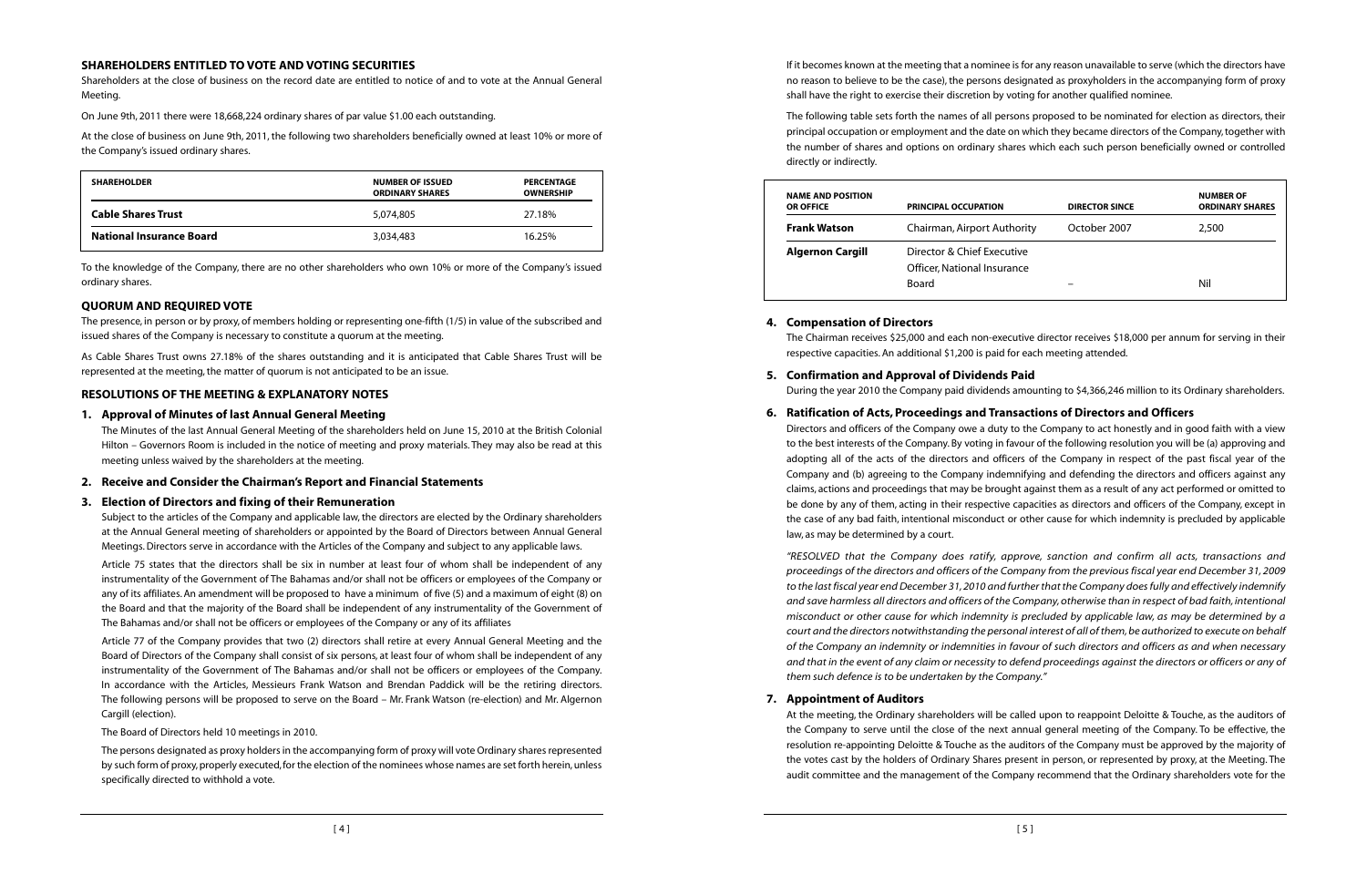## SHAREHOLDERS ENTITLED TO VOTE AND VOTING SECURITIES

Shareholders at the close of business on the record date are entitled to notice of and to vote at the Annual General Meeting.

On June 9th, 2011 there were 18,668,224 ordinary shares of par value $1.00 each outstanding.

At the close of business on June 9th, 2011, the following two shareholders beneficially owned at least 10% or more of the Company's issued ordinary shares.

| SHAREHOLDER | NUMBER OF ISSUED ORDINARY SHARES | PERCENTAGE OWNERSHIP |
|---|---|---|
| **Cable Shares Trust** | 5,074,805 | 27.18% |
| **National Insurance Board** | 3,034,483 | 16.25% |

To the knowledge of the Company, there are no other shareholders who own 10% or more of the Company's issued ordinary shares.

## QUORUM AND REQUIRED VOTE

The presence, in person or by proxy, of members holding or representing one-fifth (1/5) in value of the subscribed and issued shares of the Company is necessary to constitute a quorum at the meeting.

As Cable Shares Trust owns 27.18% of the shares outstanding and it is anticipated that Cable Shares Trust will be represented at the meeting, the matter of quorum is not anticipated to be an issue.

## RESOLUTIONS OF THE MEETING & EXPLANATORY NOTES

### 1. Approval of Minutes of last Annual General Meeting

The Minutes of the last Annual General Meeting of the shareholders held on June 15, 2010 at the British Colonial Hilton – Governors Room is included in the notice of meeting and proxy materials. They may also be read at this meeting unless waived by the shareholders at the meeting.

### 2. Receive and Consider the Chairman's Report and Financial Statements

### 3. Election of Directors and fixing of their Remuneration

Subject to the articles of the Company and applicable law, the directors are elected by the Ordinary shareholders at the Annual General meeting of shareholders or appointed by the Board of Directors between Annual General Meetings. Directors serve in accordance with the Articles of the Company and subject to any applicable laws.

Article 75 states that the directors shall be six in number at least four of whom shall be independent of any instrumentality of the Government of The Bahamas and/or shall not be officers or employees of the Company or any of its affiliates. An amendment will be proposed to have a minimum of five (5) and a maximum of eight (8) on the Board and that the majority of the Board shall be independent of any instrumentality of the Government of The Bahamas and/or shall not be officers or employees of the Company or any of its affiliates

Article 77 of the Company provides that two (2) directors shall retire at every Annual General Meeting and the Board of Directors of the Company shall consist of six persons, at least four of whom shall be independent of any instrumentality of the Government of The Bahamas and/or shall not be officers or employees of the Company. In accordance with the Articles, Messieurs Frank Watson and Brendan Paddick will be the retiring directors. The following persons will be proposed to serve on the Board – Mr. Frank Watson (re-election) and Mr. Algernon Cargill (election).

The Board of Directors held 10 meetings in 2010.

The persons designated as proxy holders in the accompanying form of proxy will vote Ordinary shares represented by such form of proxy, properly executed, for the election of the nominees whose names are set forth herein, unless specifically directed to withhold a vote.

If it becomes known at the meeting that a nominee is for any reason unavailable to serve (which the directors have no reason to believe to be the case), the persons designated as proxyholders in the accompanying form of proxy shall have the right to exercise their discretion by voting for another qualified nominee.

The following table sets forth the names of all persons proposed to be nominated for election as directors, their principal occupation or employment and the date on which they became directors of the Company, together with the number of shares and options on ordinary shares which each such person beneficially owned or controlled directly or indirectly.

| NAME AND POSITION OR OFFICE | PRINCIPAL OCCUPATION | DIRECTOR SINCE | NUMBER OF ORDINARY SHARES |
|---|---|---|---|
| **Frank Watson** | Chairman, Airport Authority | October 2007 | 2,500 |
| **Algernon Cargill** | Director & Chief Executive Officer, National Insurance Board | – | Nil |

### 4. Compensation of Directors

The Chairman receives $25,000 and each non-executive director receives $18,000 per annum for serving in their respective capacities. An additional $1,200 is paid for each meeting attended.

### 5. Confirmation and Approval of Dividends Paid

During the year 2010 the Company paid dividends amounting to $4,366,246 million to its Ordinary shareholders.

### 6. Ratification of Acts, Proceedings and Transactions of Directors and Officers

Directors and officers of the Company owe a duty to the Company to act honestly and in good faith with a view to the best interests of the Company. By voting in favour of the following resolution you will be (a) approving and adopting all of the acts of the directors and officers of the Company in respect of the past fiscal year of the Company and (b) agreeing to the Company indemnifying and defending the directors and officers against any claims, actions and proceedings that may be brought against them as a result of any act performed or omitted to be done by any of them, acting in their respective capacities as directors and officers of the Company, except in the case of any bad faith, intentional misconduct or other cause for which indemnity is precluded by applicable law, as may be determined by a court.

*"RESOLVED that the Company does ratify, approve, sanction and confirm all acts, transactions and proceedings of the directors and officers of the Company from the previous fiscal year end December 31, 2009 to the last fiscal year end December 31, 2010 and further that the Company does fully and effectively indemnify and save harmless all directors and officers of the Company, otherwise than in respect of bad faith, intentional misconduct or other cause for which indemnity is precluded by applicable law, as may be determined by a court and the directors notwithstanding the personal interest of all of them, be authorized to execute on behalf of the Company an indemnity or indemnities in favour of such directors and officers as and when necessary and that in the event of any claim or necessity to defend proceedings against the directors or officers or any of them such defence is to be undertaken by the Company."*

### 7. Appointment of Auditors

At the meeting, the Ordinary shareholders will be called upon to reappoint Deloitte & Touche, as the auditors of the Company to serve until the close of the next annual general meeting of the Company. To be effective, the resolution re-appointing Deloitte & Touche as the auditors of the Company must be approved by the majority of the votes cast by the holders of Ordinary Shares present in person, or represented by proxy, at the Meeting. The audit committee and the management of the Company recommend that the Ordinary shareholders vote for the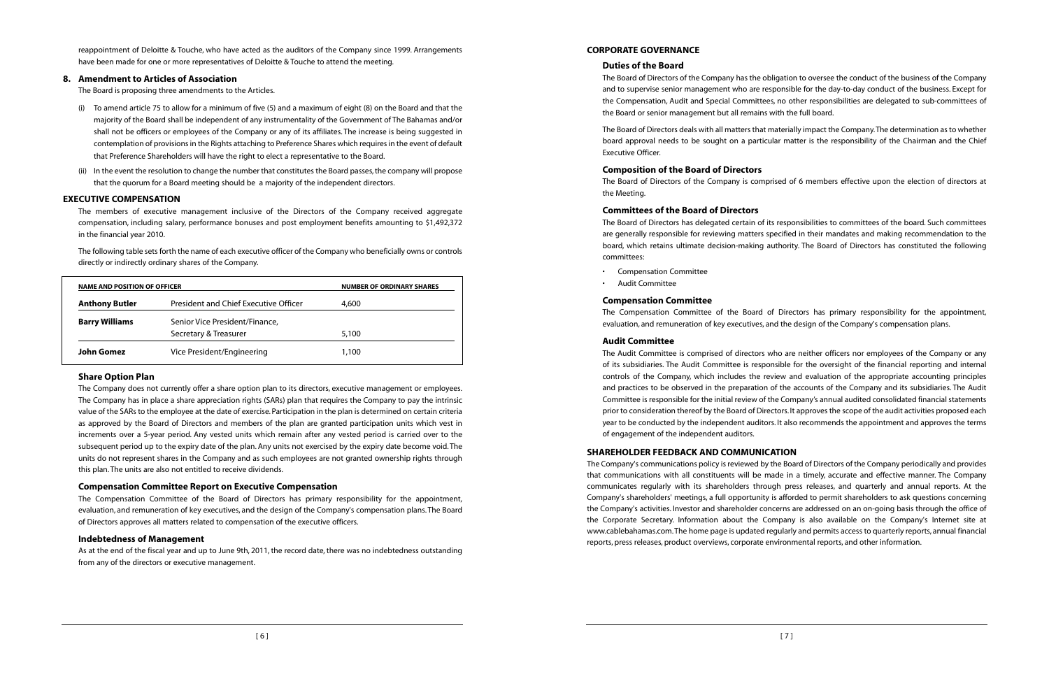reappointment of Deloitte & Touche, who have acted as the auditors of the Company since 1999. Arrangements have been made for one or more representatives of Deloitte & Touche to attend the meeting.

## 8. Amendment to Articles of Association

The Board is proposing three amendments to the Articles.

(i) To amend article 75 to allow for a minimum of five (5) and a maximum of eight (8) on the Board and that the majority of the Board shall be independent of any instrumentality of the Government of The Bahamas and/or shall not be officers or employees of the Company or any of its affiliates. The increase is being suggested in contemplation of provisions in the Rights attaching to Preference Shares which requires in the event of default that Preference Shareholders will have the right to elect a representative to the Board.

(ii) In the event the resolution to change the number that constitutes the Board passes, the company will propose that the quorum for a Board meeting should be a majority of the independent directors.

## EXECUTIVE COMPENSATION

The members of executive management inclusive of the Directors of the Company received aggregate compensation, including salary, performance bonuses and post employment benefits amounting to $1,492,372 in the financial year 2010.

The following table sets forth the name of each executive officer of the Company who beneficially owns or controls directly or indirectly ordinary shares of the Company.

| NAME AND POSITION OF OFFICER | | NUMBER OF ORDINARY SHARES |
|---|---|---|
| **Anthony Butler** | President and Chief Executive Officer | 4,600 |
| **Barry Williams** | Senior Vice President/Finance, Secretary & Treasurer | 5,100 |
| **John Gomez** | Vice President/Engineering | 1,100 |

### Share Option Plan

The Company does not currently offer a share option plan to its directors, executive management or employees. The Company has in place a share appreciation rights (SARs) plan that requires the Company to pay the intrinsic value of the SARs to the employee at the date of exercise. Participation in the plan is determined on certain criteria as approved by the Board of Directors and members of the plan are granted participation units which vest in increments over a 5-year period. Any vested units which remain after any vested period is carried over to the subsequent period up to the expiry date of the plan. Any units not exercised by the expiry date become void. The units do not represent shares in the Company and as such employees are not granted ownership rights through this plan. The units are also not entitled to receive dividends.

### Compensation Committee Report on Executive Compensation

The Compensation Committee of the Board of Directors has primary responsibility for the appointment, evaluation, and remuneration of key executives, and the design of the Company's compensation plans. The Board of Directors approves all matters related to compensation of the executive officers.

### Indebtedness of Management

As at the end of the fiscal year and up to June 9th, 2011, the record date, there was no indebtedness outstanding from any of the directors or executive management.

## CORPORATE GOVERNANCE

### Duties of the Board

The Board of Directors of the Company has the obligation to oversee the conduct of the business of the Company and to supervise senior management who are responsible for the day-to-day conduct of the business. Except for the Compensation, Audit and Special Committees, no other responsibilities are delegated to sub-committees of the Board or senior management but all remains with the full board.

The Board of Directors deals with all matters that materially impact the Company. The determination as to whether board approval needs to be sought on a particular matter is the responsibility of the Chairman and the Chief Executive Officer.

### Composition of the Board of Directors

The Board of Directors of the Company is comprised of 6 members effective upon the election of directors at the Meeting.

### Committees of the Board of Directors

The Board of Directors has delegated certain of its responsibilities to committees of the board. Such committees are generally responsible for reviewing matters specified in their mandates and making recommendation to the board, which retains ultimate decision-making authority. The Board of Directors has constituted the following committees:

- Compensation Committee
- Audit Committee

### Compensation Committee

The Compensation Committee of the Board of Directors has primary responsibility for the appointment, evaluation, and remuneration of key executives, and the design of the Company's compensation plans.

### Audit Committee

The Audit Committee is comprised of directors who are neither officers nor employees of the Company or any of its subsidiaries. The Audit Committee is responsible for the oversight of the financial reporting and internal controls of the Company, which includes the review and evaluation of the appropriate accounting principles and practices to be observed in the preparation of the accounts of the Company and its subsidiaries. The Audit Committee is responsible for the initial review of the Company's annual audited consolidated financial statements prior to consideration thereof by the Board of Directors. It approves the scope of the audit activities proposed each year to be conducted by the independent auditors. It also recommends the appointment and approves the terms of engagement of the independent auditors.

## SHAREHOLDER FEEDBACK AND COMMUNICATION

The Company's communications policy is reviewed by the Board of Directors of the Company periodically and provides that communications with all constituents will be made in a timely, accurate and effective manner. The Company communicates regularly with its shareholders through press releases, and quarterly and annual reports. At the Company's shareholders' meetings, a full opportunity is afforded to permit shareholders to ask questions concerning the Company's activities. Investor and shareholder concerns are addressed on an on-going basis through the office of the Corporate Secretary. Information about the Company is also available on the Company's Internet site at www.cablebahamas.com. The home page is updated regularly and permits access to quarterly reports, annual financial reports, press releases, product overviews, corporate environmental reports, and other information.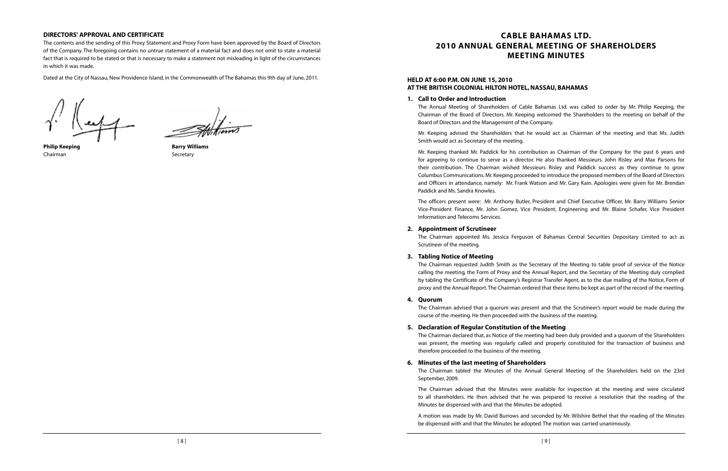## DIRECTORS' APPROVAL AND CERTIFICATE

The contents and the sending of this Proxy Statement and Proxy Form have been approved by the Board of Directors of the Company. The foregoing contains no untrue statement of a material fact and does not omit to state a material fact that is required to be stated or that is necessary to make a statement not misleading in light of the circumstances in which it was made.

Dated at the City of Nassau, New Providence Island, in the Commonwealth of The Bahamas this 9th day of June, 2011.

**Philip Keeping**
Chairman

**Barry Williams**
Secretary

# CABLE BAHAMAS LTD.
# 2010 ANNUAL GENERAL MEETING OF SHAREHOLDERS
# MEETING MINUTES

### HELD AT 6:00 P.M. ON JUNE 15, 2010
### AT THE BRITISH COLONIAL HILTON HOTEL, NASSAU, BAHAMAS

**1. Call to Order and Introduction**

The Annual Meeting of Shareholders of Cable Bahamas Ltd. was called to order by Mr. Philip Keeping, the Chairman of the Board of Directors. Mr. Keeping welcomed the Shareholders to the meeting on behalf of the Board of Directors and the Management of the Company.

Mr. Keeping advised the Shareholders that he would act as Chairman of the meeting and that Ms. Judith Smith would act as Secretary of the meeting.

Mr. Keeping thanked Mr. Paddick for his contribution as Chairman of the Company for the past 6 years and for agreeing to continue to serve as a director. He also thanked Messieurs. John Risley and Max Parsons for their contribution. The Chairman wished Messieurs Risley and Paddick success as they continue to grow Columbus Communications. Mr. Keeping proceeded to introduce the proposed members of the Board of Directors and Officers in attendance, namely: Mr. Frank Watson and Mr. Gary Kain. Apologies were given for Mr. Brendan Paddick and Ms. Sandra Knowles.

The officers present were: Mr. Anthony Butler, President and Chief Executive Officer, Mr. Barry Williams Senior Vice-President Finance, Mr. John Gomez, Vice President, Engineering and Mr. Blaine Schafer, Vice President Information and Telecoms Services.

**2. Appointment of Scrutineer**

The Chairman appointed Ms. Jessica Ferguson of Bahamas Central Securities Depositary Limited to act as Scrutineer of the meeting.

**3. Tabling Notice of Meeting**

The Chairman requested Judith Smith as the Secretary of the Meeting to table proof of service of the Notice calling the meeting, the Form of Proxy and the Annual Report, and the Secretary of the Meeting duly complied by tabling the Certificate of the Company's Registrar Transfer Agent, as to the due mailing of the Notice, Form of proxy and the Annual Report. The Chairman ordered that these items be kept as part of the record of the meeting.

**4. Quorum**

The Chairman advised that a quorum was present and that the Scrutineer's report would be made during the course of the meeting. He then proceeded with the business of the meeting.

**5. Declaration of Regular Constitution of the Meeting**

The Chairman declared that, as Notice of the meeting had been duly provided and a quorum of the Shareholders was present, the meeting was regularly called and properly constituted for the transaction of business and therefore proceeded to the business of the meeting.

**6. Minutes of the last meeting of Shareholders**

The Chairman tabled the Minutes of the Annual General Meeting of the Shareholders held on the 23rd September, 2009.

The Chairman advised that the Minutes were available for inspection at the meeting and were circulated to all shareholders. He then advised that he was prepared to receive a resolution that the reading of the Minutes be dispensed with and that the Minutes be adopted.

A motion was made by Mr. David Burrows and seconded by Mr. Wilshire Bethel that the reading of the Minutes be dispensed with and that the Minutes be adopted. The motion was carried unanimously.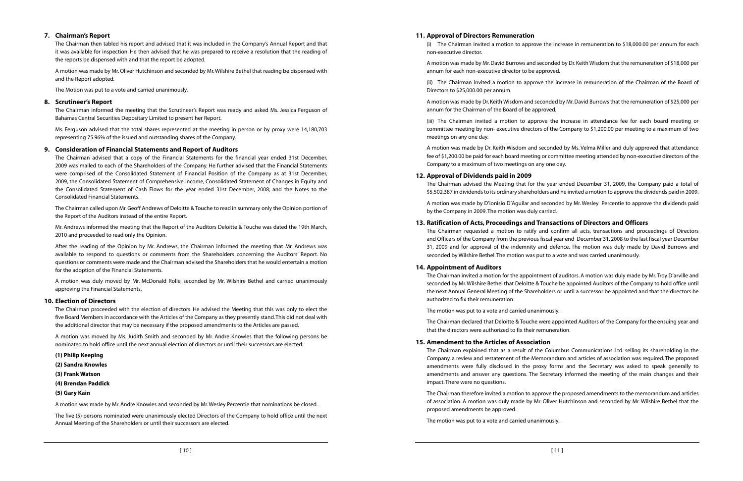## 7. Chairman's Report

The Chairman then tabled his report and advised that it was included in the Company's Annual Report and that it was available for inspection. He then advised that he was prepared to receive a resolution that the reading of the reports be dispensed with and that the report be adopted.

A motion was made by Mr. Oliver Hutchinson and seconded by Mr. Wilshire Bethel that reading be dispensed with and the Report adopted.

The Motion was put to a vote and carried unanimously.

## 8. Scrutineer's Report

The Chairman informed the meeting that the Scrutineer's Report was ready and asked Ms. Jessica Ferguson of Bahamas Central Securities Depositary Limited to present her Report.

Ms. Ferguson advised that the total shares represented at the meeting in person or by proxy were 14,180,703 representing 75.96% of the issued and outstanding shares of the Company.

## 9. Consideration of Financial Statements and Report of Auditors

The Chairman advised that a copy of the Financial Statements for the financial year ended 31st December, 2009 was mailed to each of the Shareholders of the Company. He further advised that the Financial Statements were comprised of the Consolidated Statement of Financial Position of the Company as at 31st December, 2009, the Consolidated Statement of Comprehensive Income, Consolidated Statement of Changes in Equity and the Consolidated Statement of Cash Flows for the year ended 31st December, 2008; and the Notes to the Consolidated Financial Statements.

The Chairman called upon Mr. Geoff Andrews of Deloitte & Touche to read in summary only the Opinion portion of the Report of the Auditors instead of the entire Report.

Mr. Andrews informed the meeting that the Report of the Auditors Deloitte & Touche was dated the 19th March, 2010 and proceeded to read only the Opinion.

After the reading of the Opinion by Mr. Andrews, the Chairman informed the meeting that Mr. Andrews was available to respond to questions or comments from the Shareholders concerning the Auditors' Report. No questions or comments were made and the Chairman advised the Shareholders that he would entertain a motion for the adoption of the Financial Statements.

A motion was duly moved by Mr. McDonald Rolle, seconded by Mr. Wilshire Bethel and carried unanimously approving the Financial Statements.

## 10. Election of Directors

The Chairman proceeded with the election of directors. He advised the Meeting that this was only to elect the five Board Members in accordance with the Articles of the Company as they presently stand. This did not deal with the additional director that may be necessary if the proposed amendments to the Articles are passed.

A motion was moved by Ms. Judith Smith and seconded by Mr. Andre Knowles that the following persons be nominated to hold office until the next annual election of directors or until their successors are elected:

**(1) Philip Keeping**

**(2) Sandra Knowles**

**(3) Frank Watson**

**(4) Brendan Paddick**

**(5) Gary Kain**

A motion was made by Mr. Andre Knowles and seconded by Mr. Wesley Percentie that nominations be closed.

The five (5) persons nominated were unanimously elected Directors of the Company to hold office until the next Annual Meeting of the Shareholders or until their successors are elected.

## 11. Approval of Directors Remuneration

(i) The Chairman invited a motion to approve the increase in remuneration to $18,000.00 per annum for each non-executive director.

A motion was made by Mr. David Burrows and seconded by Dr. Keith Wisdom that the remuneration of $18,000 per annum for each non-executive director to be approved.

(ii) The Chairman invited a motion to approve the increase in remuneration of the Chairman of the Board of Directors to $25,000.00 per annum.

A motion was made by Dr. Keith Wisdom and seconded by Mr. David Burrows that the remuneration of $25,000 per annum for the Chairman of the Board of be approved.

(iii) The Chairman invited a motion to approve the increase in attendance fee for each board meeting or committee meeting by non- executive directors of the Company to $1,200.00 per meeting to a maximum of two meetings on any one day.

A motion was made by Dr. Keith Wisdom and seconded by Ms. Velma Miller and duly approved that attendance fee of $1,200.00 be paid for each board meeting or committee meeting attended by non-executive directors of the Company to a maximum of two meetings on any one day.

## 12. Approval of Dividends paid in 2009

The Chairman advised the Meeting that for the year ended December 31, 2009, the Company paid a total of $5,502,387 in dividends to its ordinary shareholders and he invited a motion to approve the dividends paid in 2009.

A motion was made by D'ionisio D'Aguilar and seconded by Mr. Wesley Percentie to approve the dividends paid by the Company in 2009. The motion was duly carried.

## 13. Ratification of Acts, Proceedings and Transactions of Directors and Officers

The Chairman requested a motion to ratify and confirm all acts, transactions and proceedings of Directors and Officers of the Company from the previous fiscal year end December 31, 2008 to the last fiscal year December 31, 2009 and for approval of the indemnity and defence. The motion was duly made by David Burrows and seconded by Wilshire Bethel. The motion was put to a vote and was carried unanimously.

## 14. Appointment of Auditors

The Chairman invited a motion for the appointment of auditors. A motion was duly made by Mr. Troy D'arville and seconded by Mr. Wilshire Bethel that Deloitte & Touche be appointed Auditors of the Company to hold office until the next Annual General Meeting of the Shareholders or until a successor be appointed and that the directors be authorized to fix their remuneration.

The motion was put to a vote and carried unanimously.

The Chairman declared that Deloitte & Touche were appointed Auditors of the Company for the ensuing year and that the directors were authorized to fix their remuneration.

## 15. Amendment to the Articles of Association

The Chairman explained that as a result of the Columbus Communications Ltd. selling its shareholding in the Company, a review and restatement of the Memorandum and articles of association was required. The proposed amendments were fully disclosed in the proxy forms and the Secretary was asked to speak generally to amendments and answer any questions. The Secretary informed the meeting of the main changes and their impact. There were no questions.

The Chairman therefore invited a motion to approve the proposed amendments to the memorandum and articles of association. A motion was duly made by Mr. Oliver Hutchinson and seconded by Mr. Wilshire Bethel that the proposed amendments be approved.

The motion was put to a vote and carried unanimously.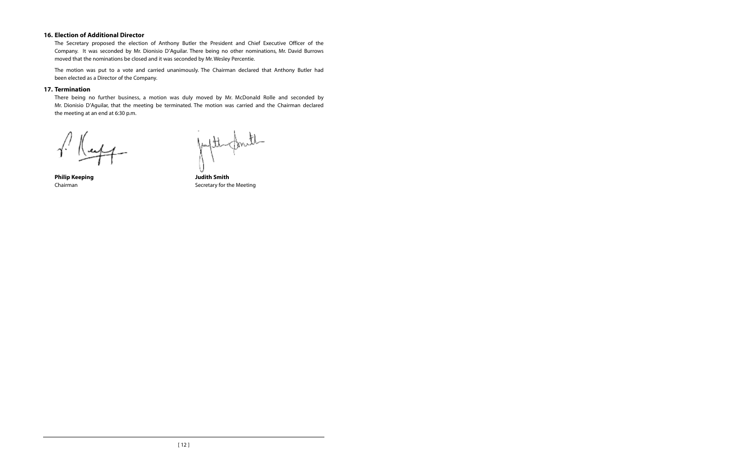## 16. Election of Additional Director

The Secretary proposed the election of Anthony Butler the President and Chief Executive Officer of the Company. It was seconded by Mr. Dionisio D'Aguilar. There being no other nominations, Mr. David Burrows moved that the nominations be closed and it was seconded by Mr. Wesley Percentie.

The motion was put to a vote and carried unanimously. The Chairman declared that Anthony Butler had been elected as a Director of the Company.

## 17. Termination

There being no further business, a motion was duly moved by Mr. McDonald Rolle and seconded by Mr. Dionisio D'Aguilar, that the meeting be terminated. The motion was carried and the Chairman declared the meeting at an end at 6:30 p.m.

**Philip Keeping**
Chairman

**Judith Smith**
Secretary for the Meeting